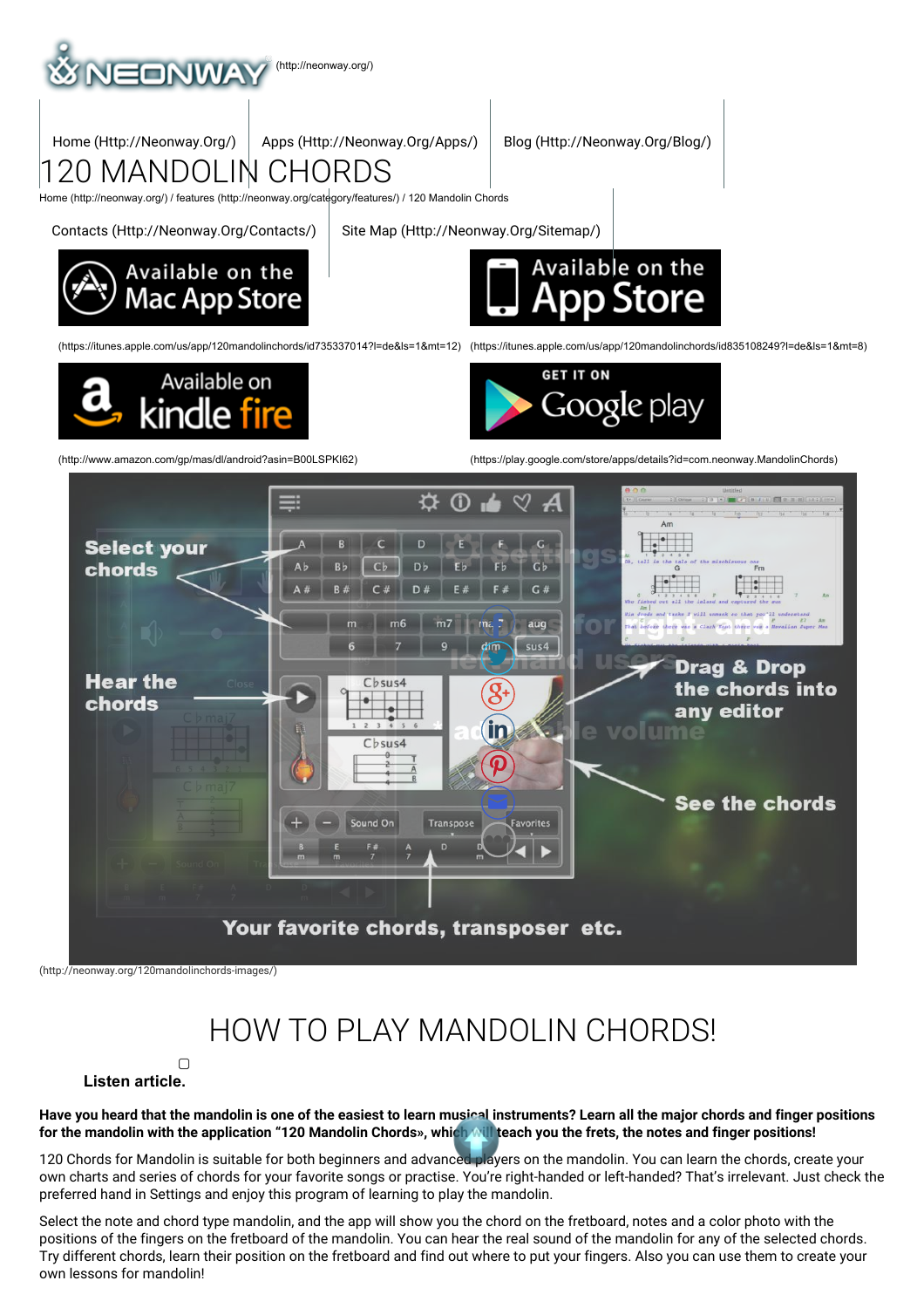(http://neonway.org/)

Home (Http://Neonway.Org/) | Apps (Http://Neonway.Org/Apps/) | Blog (Http://Neonway.Org/Blog/)

# 120 MANDOLIN CHORDS

Home (http://neonway.org/) / features (http://neonway.org/category/features/) / 120 Mandolin Chords

Contacts (Http://Neonway.Org/Contacts/) | Site Map (Http://Neonway.Org/Sitemap/)

(https://itunes.apple.com/us/app/120mandolinchords/id735337014?l=de&ls=1&mt=12) (https://itunes.apple.com/us/app/120mandolinchords/id835108249?l=de&ls=1&mt=8)

(http://www.amazon.com/gp/mas/dl/android?asin=B00LSPKI62) (https://play.google.com/store/apps/details?id=com.neonway.MandolinChords)

(http://neonway.org/120mandolinchords-images/)

# HOW TO PLAY MANDOLIN CHORDS!

**Listen article.**

**Have you heard that the mandolin is one of the easiest to learn musical instruments? Learn all the major chords and finger positions for the mandolin with the application "120 Mandolin Chords», which will teach you the frets, the notes and finger positions!**

120 Chords for Mandolin is suitable for both beginners and advanced players on the mandolin. You can learn the chords, create your own charts and series of chords for your favorite songs or practise. You're right-handed or left-handed? That's irrelevant. Just check the preferred hand in Settings and enjoy this program of learning to play the mandolin.

Select the note and chord type mandolin, and the app will show you the chord on the fretboard, notes and a color photo with the positions of the fingers on the fretboard of the mandolin. You can hear the real sound of the mandolin for any of the selected chords. Try different chords, learn their position on the fretboard and find out where to put your fingers. Also you can use them to create your own lessons for mandolin!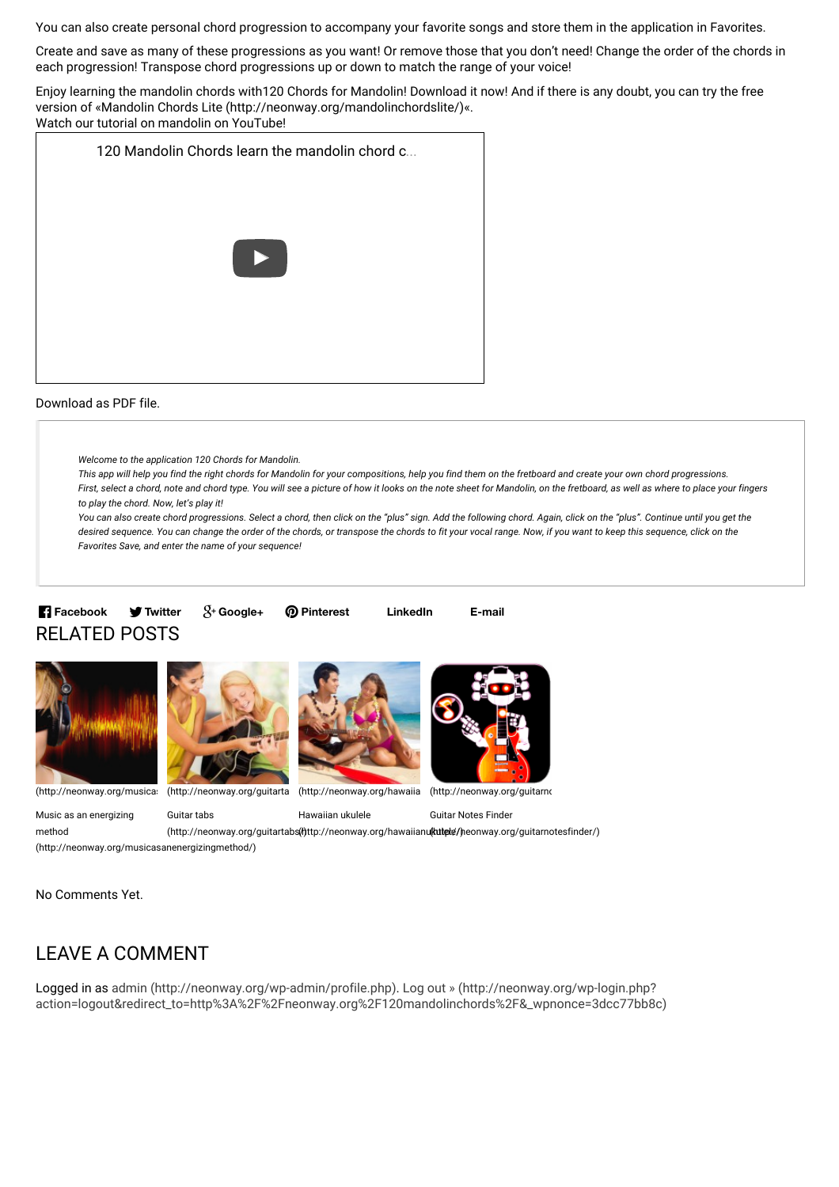You can also create personal chord progression to accompany your favorite songs and store them in the application in Favorites.

Create and save as many of these progressions as you want! Or remove those that you don't need! Change the order of the chords in each progression! Transpose chord progressions up or down to match the range of your voice!

Enjoy learning the mandolin chords with120 Chords for Mandolin! Download it now! And if there is any doubt, you can try the free version of «Mandolin Chords Lite (http://neonway.org/mandolinchordslite/)«.
Watch our tutorial on mandolin on YouTube!

120 Mandolin Chords learn the mandolin chord c...

Download as PDF file.

*Welcome to the application 120 Chords for Mandolin.*
*This app will help you find the right chords for Mandolin for your compositions, help you find them on the fretboard and create your own chord progressions.*
*First, select a chord, note and chord type. You will see a picture of how it looks on the note sheet for Mandolin, on the fretboard, as well as where to place your fingers to play the chord. Now, let's play it!*
*You can also create chord progressions. Select a chord, then click on the "plus" sign. Add the following chord. Again, click on the "plus". Continue until you get the desired sequence. You can change the order of the chords, or transpose the chords to fit your vocal range. Now, if you want to keep this sequence, click on the Favorites Save, and enter the name of your sequence!*

**Facebook** **Twitter** **Google+** **Pinterest** **LinkedIn** **E-mail**

## RELATED POSTS

(http://neonway.org/musica: (http://neonway.org/guitarta (http://neonway.org/hawaiia (http://neonway.org/guitarnc

Music as an energizing method (http://neonway.org/musicasanenergizingmethod/)

Guitar tabs (http://neonway.org/guitartabs/)

Hawaiian ukulele (http://neonway.org/hawaiianukulele/)

Guitar Notes Finder (http://neonway.org/guitarnotesfinder/)

No Comments Yet.

## LEAVE A COMMENT

Logged in as admin (http://neonway.org/wp-admin/profile.php). Log out » (http://neonway.org/wp-login.php?action=logout&redirect_to=http%3A%2F%2Fneonway.org%2F120mandolinchords%2F&_wpnonce=3dcc77bb8c)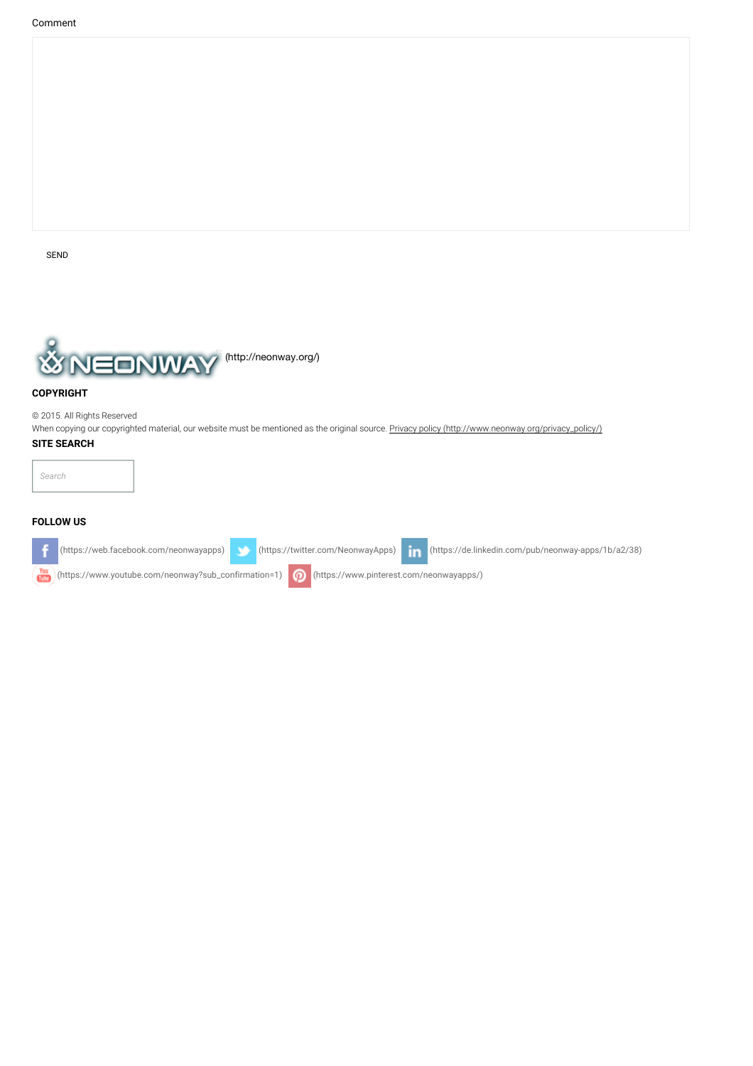Comment

SEND

(http://neonway.org/)

**COPYRIGHT**

© 2015. All Rights Reserved
When copying our copyrighted material, our website must be mentioned as the original source. Privacy policy (http://www.neonway.org/privacy_policy/)

**SITE SEARCH**

Search

**FOLLOW US**

(https://web.facebook.com/neonwayapps) (https://twitter.com/NeonwayApps) (https://de.linkedin.com/pub/neonway-apps/1b/a2/38)
(https://www.youtube.com/neonway?sub_confirmation=1) (https://www.pinterest.com/neonwayapps/)